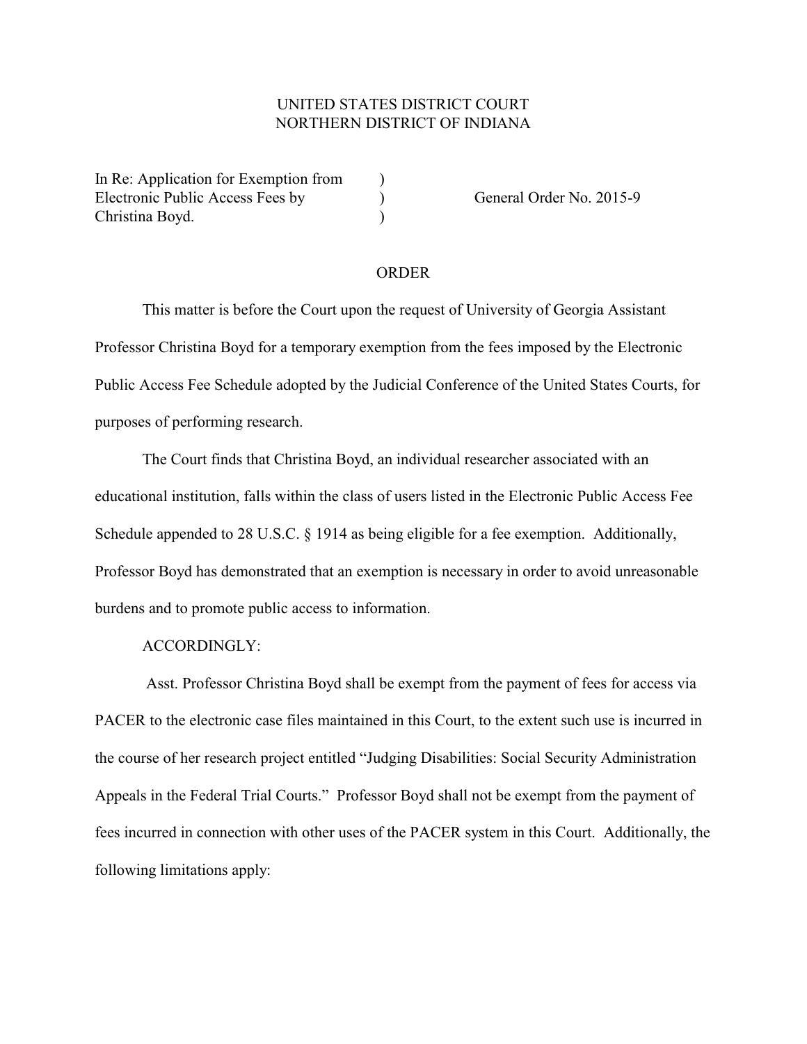UNITED STATES DISTRICT COURT
NORTHERN DISTRICT OF INDIANA

In Re: Application for Exemption from Electronic Public Access Fees by Christina Boyd. ) ) ) General Order No. 2015-9

# ORDER

This matter is before the Court upon the request of University of Georgia Assistant Professor Christina Boyd for a temporary exemption from the fees imposed by the Electronic Public Access Fee Schedule adopted by the Judicial Conference of the United States Courts, for purposes of performing research.

The Court finds that Christina Boyd, an individual researcher associated with an educational institution, falls within the class of users listed in the Electronic Public Access Fee Schedule appended to 28 U.S.C. § 1914 as being eligible for a fee exemption. Additionally, Professor Boyd has demonstrated that an exemption is necessary in order to avoid unreasonable burdens and to promote public access to information.

ACCORDINGLY:

Asst. Professor Christina Boyd shall be exempt from the payment of fees for access via PACER to the electronic case files maintained in this Court, to the extent such use is incurred in the course of her research project entitled "Judging Disabilities: Social Security Administration Appeals in the Federal Trial Courts." Professor Boyd shall not be exempt from the payment of fees incurred in connection with other uses of the PACER system in this Court. Additionally, the following limitations apply: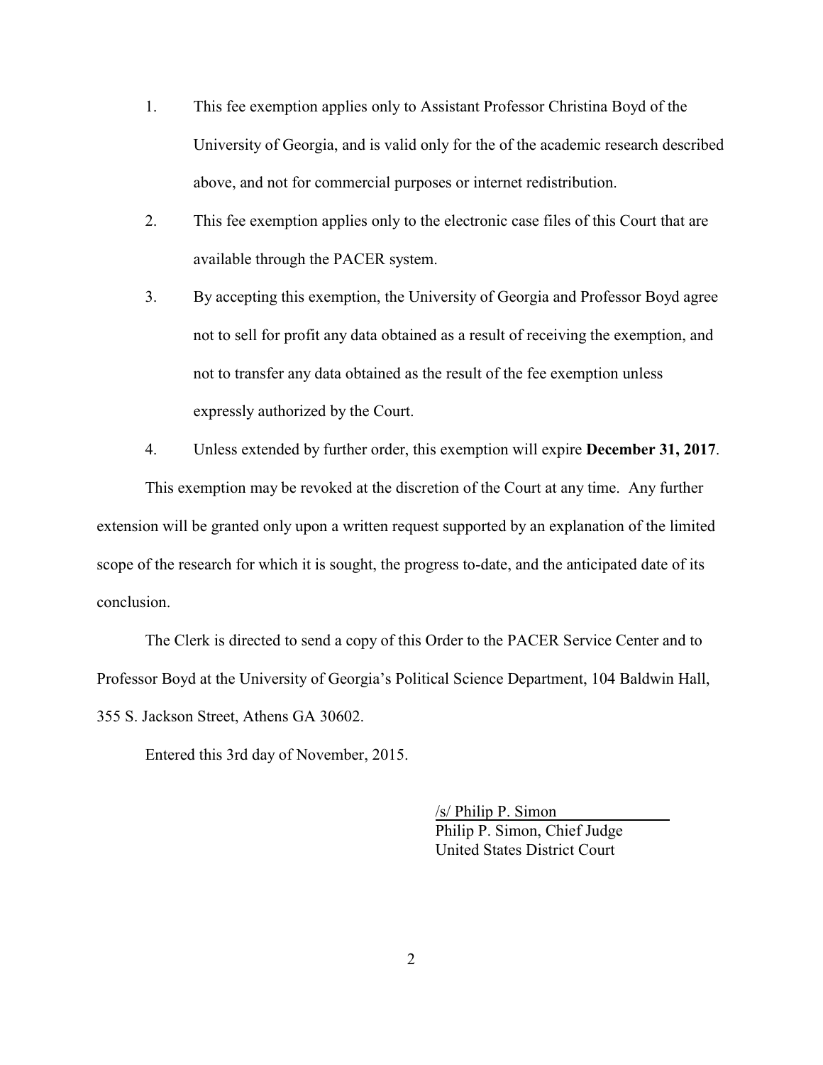1. This fee exemption applies only to Assistant Professor Christina Boyd of the University of Georgia, and is valid only for the of the academic research described above, and not for commercial purposes or internet redistribution.

2. This fee exemption applies only to the electronic case files of this Court that are available through the PACER system.

3. By accepting this exemption, the University of Georgia and Professor Boyd agree not to sell for profit any data obtained as a result of receiving the exemption, and not to transfer any data obtained as the result of the fee exemption unless expressly authorized by the Court.

4. Unless extended by further order, this exemption will expire **December 31, 2017**.

This exemption may be revoked at the discretion of the Court at any time. Any further extension will be granted only upon a written request supported by an explanation of the limited scope of the research for which it is sought, the progress to-date, and the anticipated date of its conclusion.

The Clerk is directed to send a copy of this Order to the PACER Service Center and to Professor Boyd at the University of Georgia's Political Science Department, 104 Baldwin Hall, 355 S. Jackson Street, Athens GA 30602.

Entered this 3rd day of November, 2015.

/s/ Philip P. Simon
Philip P. Simon, Chief Judge
United States District Court